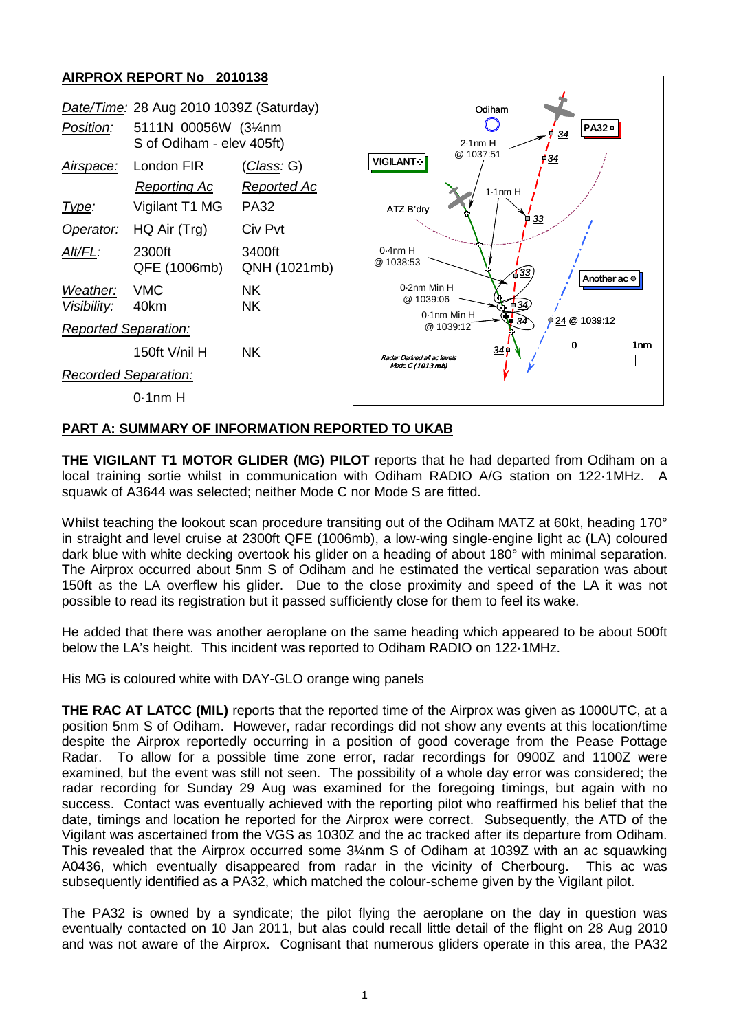## AIRPROX REPORT No 2010138

| | | |
|---|---|---|
| *Date/Time:* | 28 Aug 2010 1039Z (Saturday) | |
| *Position:* | 5111N 00056W (3¼nm S of Odiham - elev 405ft) | |
| *Airspace:* | London FIR | (*Class*: G) |
| | *Reporting Ac* | *Reported Ac* |
| *Type:* | Vigilant T1 MG | PA32 |
| *Operator:* | HQ Air (Trg) | Civ Pvt |
| *Alt/FL:* | 2300ft QFE (1006mb) | 3400ft QNH (1021mb) |
| *Weather:* | VMC | NK |
| *Visibility:* | 40km | NK |
| *Reported Separation:* | | |
| | 150ft V/nil H | NK |
| *Recorded Separation:* | | |
| | 0·1nm H | |

### PART A: SUMMARY OF INFORMATION REPORTED TO UKAB

**THE VIGILANT T1 MOTOR GLIDER (MG) PILOT** reports that he had departed from Odiham on a local training sortie whilst in communication with Odiham RADIO A/G station on 122·1MHz. A squawk of A3644 was selected; neither Mode C nor Mode S are fitted.

Whilst teaching the lookout scan procedure transiting out of the Odiham MATZ at 60kt, heading 170° in straight and level cruise at 2300ft QFE (1006mb), a low-wing single-engine light ac (LA) coloured dark blue with white decking overtook his glider on a heading of about 180° with minimal separation. The Airprox occurred about 5nm S of Odiham and he estimated the vertical separation was about 150ft as the LA overflew his glider. Due to the close proximity and speed of the LA it was not possible to read its registration but it passed sufficiently close for them to feel its wake.

He added that there was another aeroplane on the same heading which appeared to be about 500ft below the LA's height. This incident was reported to Odiham RADIO on 122·1MHz.

His MG is coloured white with DAY-GLO orange wing panels

**THE RAC AT LATCC (MIL)** reports that the reported time of the Airprox was given as 1000UTC, at a position 5nm S of Odiham. However, radar recordings did not show any events at this location/time despite the Airprox reportedly occurring in a position of good coverage from the Pease Pottage Radar. To allow for a possible time zone error, radar recordings for 0900Z and 1100Z were examined, but the event was still not seen. The possibility of a whole day error was considered; the radar recording for Sunday 29 Aug was examined for the foregoing timings, but again with no success. Contact was eventually achieved with the reporting pilot who reaffirmed his belief that the date, timings and location he reported for the Airprox were correct. Subsequently, the ATD of the Vigilant was ascertained from the VGS as 1030Z and the ac tracked after its departure from Odiham. This revealed that the Airprox occurred some 3¼nm S of Odiham at 1039Z with an ac squawking A0436, which eventually disappeared from radar in the vicinity of Cherbourg. This ac was subsequently identified as a PA32, which matched the colour-scheme given by the Vigilant pilot.

The PA32 is owned by a syndicate; the pilot flying the aeroplane on the day in question was eventually contacted on 10 Jan 2011, but alas could recall little detail of the flight on 28 Aug 2010 and was not aware of the Airprox. Cognisant that numerous gliders operate in this area, the PA32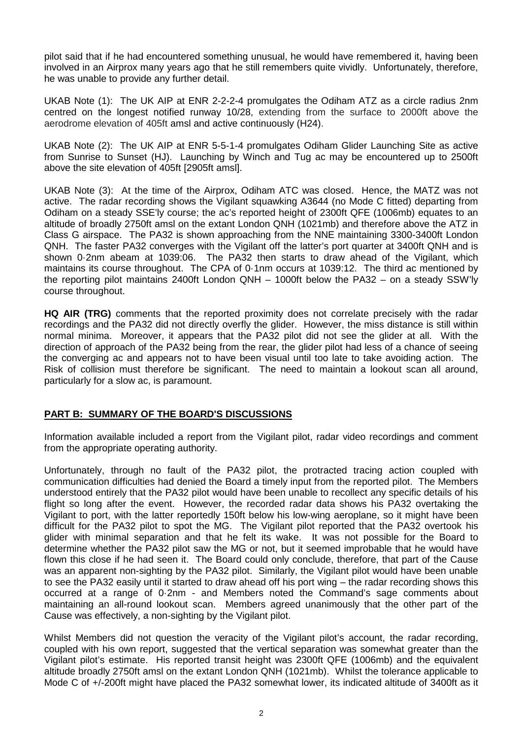pilot said that if he had encountered something unusual, he would have remembered it, having been involved in an Airprox many years ago that he still remembers quite vividly. Unfortunately, therefore, he was unable to provide any further detail.

UKAB Note (1): The UK AIP at ENR 2-2-2-4 promulgates the Odiham ATZ as a circle radius 2nm centred on the longest notified runway 10/28, extending from the surface to 2000ft above the aerodrome elevation of 405ft amsl and active continuously (H24).

UKAB Note (2): The UK AIP at ENR 5-5-1-4 promulgates Odiham Glider Launching Site as active from Sunrise to Sunset (HJ). Launching by Winch and Tug ac may be encountered up to 2500ft above the site elevation of 405ft [2905ft amsl].

UKAB Note (3): At the time of the Airprox, Odiham ATC was closed. Hence, the MATZ was not active. The radar recording shows the Vigilant squawking A3644 (no Mode C fitted) departing from Odiham on a steady SSE'ly course; the ac's reported height of 2300ft QFE (1006mb) equates to an altitude of broadly 2750ft amsl on the extant London QNH (1021mb) and therefore above the ATZ in Class G airspace. The PA32 is shown approaching from the NNE maintaining 3300-3400ft London QNH. The faster PA32 converges with the Vigilant off the latter's port quarter at 3400ft QNH and is shown 0·2nm abeam at 1039:06. The PA32 then starts to draw ahead of the Vigilant, which maintains its course throughout. The CPA of 0·1nm occurs at 1039:12. The third ac mentioned by the reporting pilot maintains 2400ft London QNH – 1000ft below the PA32 – on a steady SSW'ly course throughout.

**HQ AIR (TRG)** comments that the reported proximity does not correlate precisely with the radar recordings and the PA32 did not directly overfly the glider. However, the miss distance is still within normal minima. Moreover, it appears that the PA32 pilot did not see the glider at all. With the direction of approach of the PA32 being from the rear, the glider pilot had less of a chance of seeing the converging ac and appears not to have been visual until too late to take avoiding action. The Risk of collision must therefore be significant. The need to maintain a lookout scan all around, particularly for a slow ac, is paramount.

## PART B: SUMMARY OF THE BOARD'S DISCUSSIONS

Information available included a report from the Vigilant pilot, radar video recordings and comment from the appropriate operating authority.

Unfortunately, through no fault of the PA32 pilot, the protracted tracing action coupled with communication difficulties had denied the Board a timely input from the reported pilot. The Members understood entirely that the PA32 pilot would have been unable to recollect any specific details of his flight so long after the event. However, the recorded radar data shows his PA32 overtaking the Vigilant to port, with the latter reportedly 150ft below his low-wing aeroplane, so it might have been difficult for the PA32 pilot to spot the MG. The Vigilant pilot reported that the PA32 overtook his glider with minimal separation and that he felt its wake. It was not possible for the Board to determine whether the PA32 pilot saw the MG or not, but it seemed improbable that he would have flown this close if he had seen it. The Board could only conclude, therefore, that part of the Cause was an apparent non-sighting by the PA32 pilot. Similarly, the Vigilant pilot would have been unable to see the PA32 easily until it started to draw ahead off his port wing – the radar recording shows this occurred at a range of 0·2nm - and Members noted the Command's sage comments about maintaining an all-round lookout scan. Members agreed unanimously that the other part of the Cause was effectively, a non-sighting by the Vigilant pilot.

Whilst Members did not question the veracity of the Vigilant pilot's account, the radar recording, coupled with his own report, suggested that the vertical separation was somewhat greater than the Vigilant pilot's estimate. His reported transit height was 2300ft QFE (1006mb) and the equivalent altitude broadly 2750ft amsl on the extant London QNH (1021mb). Whilst the tolerance applicable to Mode C of +/-200ft might have placed the PA32 somewhat lower, its indicated altitude of 3400ft as it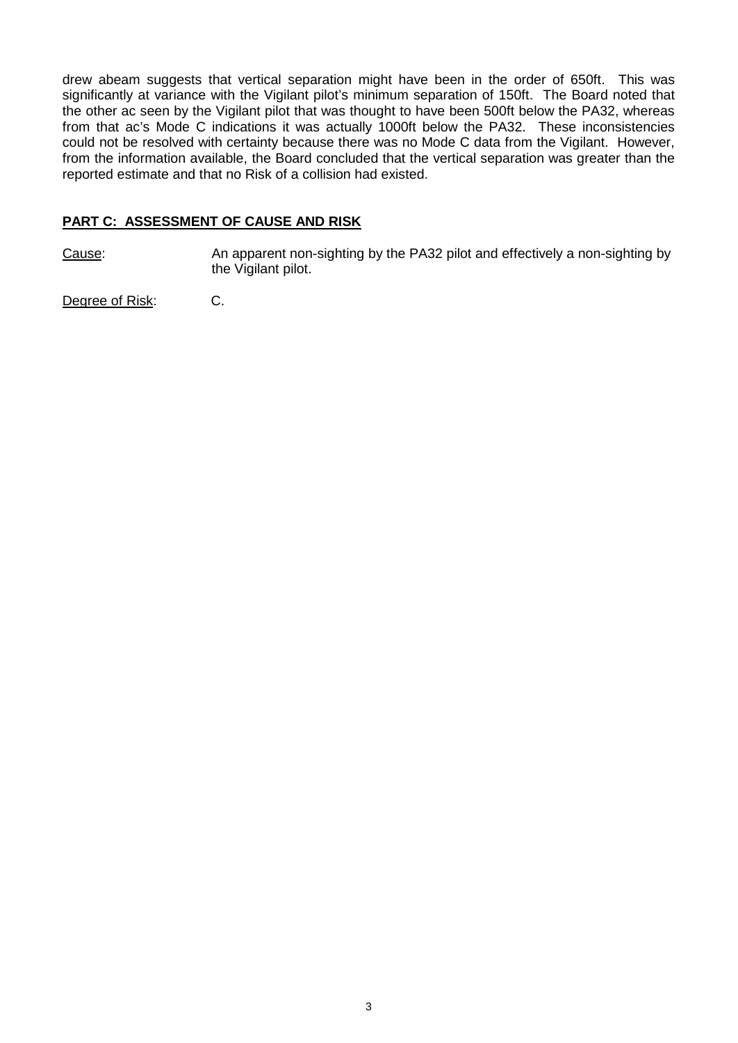drew abeam suggests that vertical separation might have been in the order of 650ft. This was significantly at variance with the Vigilant pilot's minimum separation of 150ft. The Board noted that the other ac seen by the Vigilant pilot that was thought to have been 500ft below the PA32, whereas from that ac's Mode C indications it was actually 1000ft below the PA32. These inconsistencies could not be resolved with certainty because there was no Mode C data from the Vigilant. However, from the information available, the Board concluded that the vertical separation was greater than the reported estimate and that no Risk of a collision had existed.

## PART C: ASSESSMENT OF CAUSE AND RISK

Cause: An apparent non-sighting by the PA32 pilot and effectively a non-sighting by the Vigilant pilot.

Degree of Risk: C.